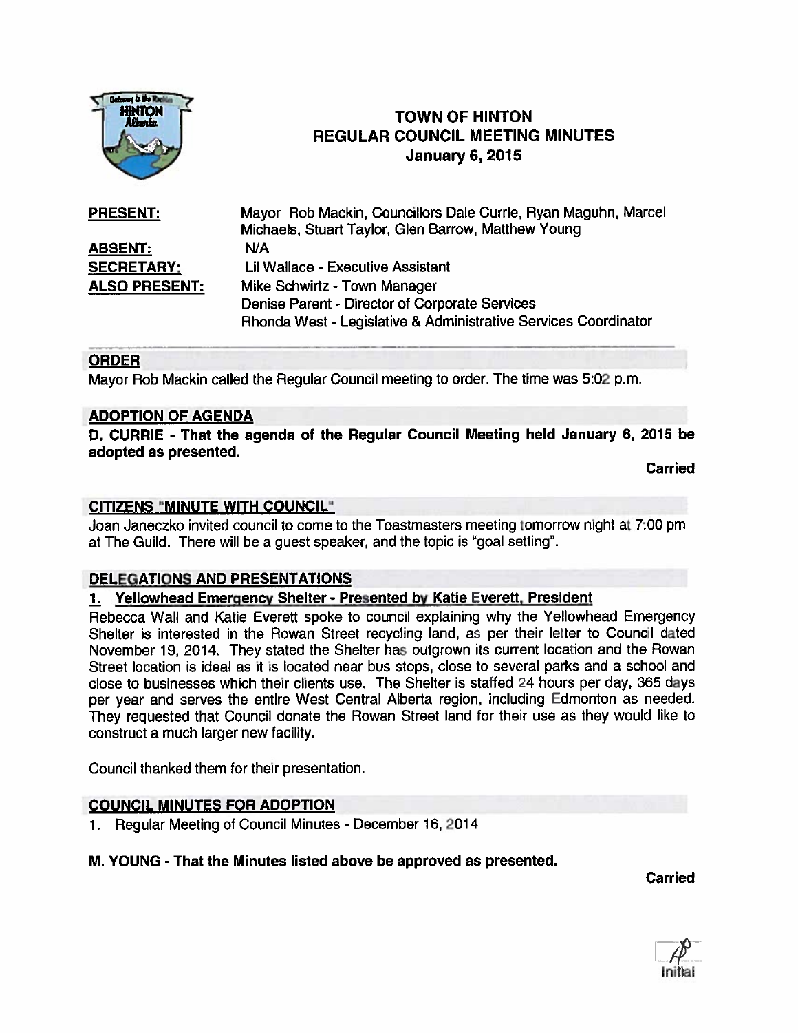# TOWN OF HINTON
## REGULAR COUNCIL MEETING MINUTES
### January 6, 2015

| | |
|---|---|
| **PRESENT:** | Mayor Rob Mackin, Councillors Dale Currie, Ryan Maguhn, Marcel Michaels, Stuart Taylor, Glen Barrow, Matthew Young |
| **ABSENT:** | N/A |
| **SECRETARY:** | Lil Wallace - Executive Assistant |
| **ALSO PRESENT:** | Mike Schwirtz - Town Manager<br>Denise Parent - Director of Corporate Services<br>Rhonda West - Legislative & Administrative Services Coordinator |

## ORDER

Mayor Rob Mackin called the Regular Council meeting to order. The time was 5:02 p.m.

## ADOPTION OF AGENDA

**D. CURRIE - That the agenda of the Regular Council Meeting held January 6, 2015 be adopted as presented.**

**Carried**

## CITIZENS "MINUTE WITH COUNCIL"

Joan Janeczko invited council to come to the Toastmasters meeting tomorrow night at 7:00 pm at The Guild. There will be a guest speaker, and the topic is "goal setting".

## DELEGATIONS AND PRESENTATIONS

### 1. Yellowhead Emergency Shelter - Presented by Katie Everett, President

Rebecca Wall and Katie Everett spoke to council explaining why the Yellowhead Emergency Shelter is interested in the Rowan Street recycling land, as per their letter to Council dated November 19, 2014. They stated the Shelter has outgrown its current location and the Rowan Street location is ideal as it is located near bus stops, close to several parks and a school and close to businesses which their clients use. The Shelter is staffed 24 hours per day, 365 days per year and serves the entire West Central Alberta region, including Edmonton as needed. They requested that Council donate the Rowan Street land for their use as they would like to construct a much larger new facility.

Council thanked them for their presentation.

## COUNCIL MINUTES FOR ADOPTION

1. Regular Meeting of Council Minutes - December 16, 2014

**M. YOUNG - That the Minutes listed above be approved as presented.**

**Carried**

Initial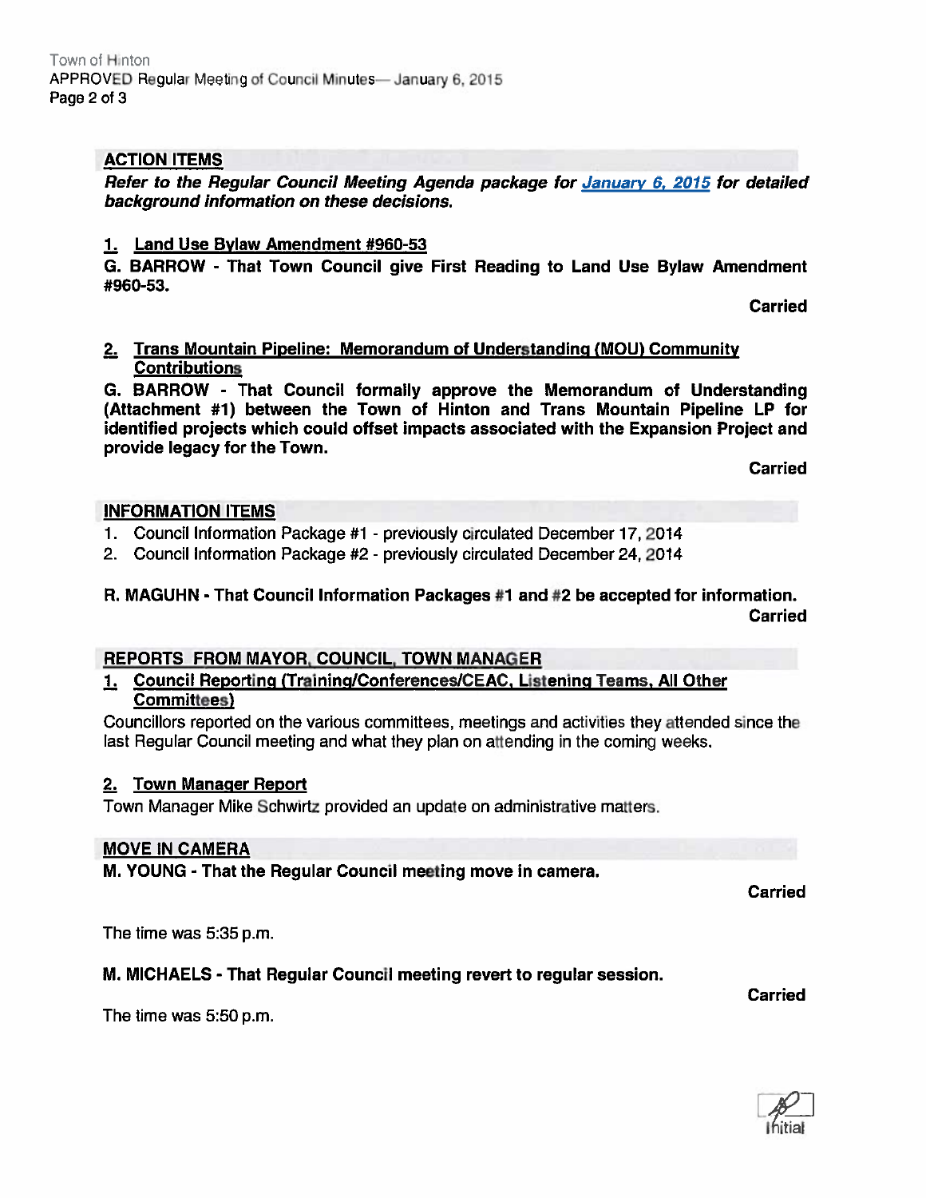## ACTION ITEMS

***Refer to the Regular Council Meeting Agenda package for [January 6, 2015](#) for detailed background information on these decisions.***

### 1. Land Use Bylaw Amendment #960-53

**G. BARROW - That Town Council give First Reading to Land Use Bylaw Amendment #960-53.**

**Carried**

### 2. Trans Mountain Pipeline: Memorandum of Understanding (MOU) Community Contributions

**G. BARROW - That Council formally approve the Memorandum of Understanding (Attachment #1) between the Town of Hinton and Trans Mountain Pipeline LP for identified projects which could offset impacts associated with the Expansion Project and provide legacy for the Town.**

**Carried**

## INFORMATION ITEMS

1. Council Information Package #1 - previously circulated December 17, 2014
2. Council Information Package #2 - previously circulated December 24, 2014

**R. MAGUHN - That Council Information Packages #1 and #2 be accepted for information.**

**Carried**

## REPORTS FROM MAYOR, COUNCIL, TOWN MANAGER

### 1. Council Reporting (Training/Conferences/CEAC, Listening Teams, All Other Committees)

Councillors reported on the various committees, meetings and activities they attended since the last Regular Council meeting and what they plan on attending in the coming weeks.

### 2. Town Manager Report

Town Manager Mike Schwirtz provided an update on administrative matters.

## MOVE IN CAMERA

**M. YOUNG - That the Regular Council meeting move in camera.**

**Carried**

The time was 5:35 p.m.

**M. MICHAELS - That Regular Council meeting revert to regular session.**

**Carried**

The time was 5:50 p.m.

Initial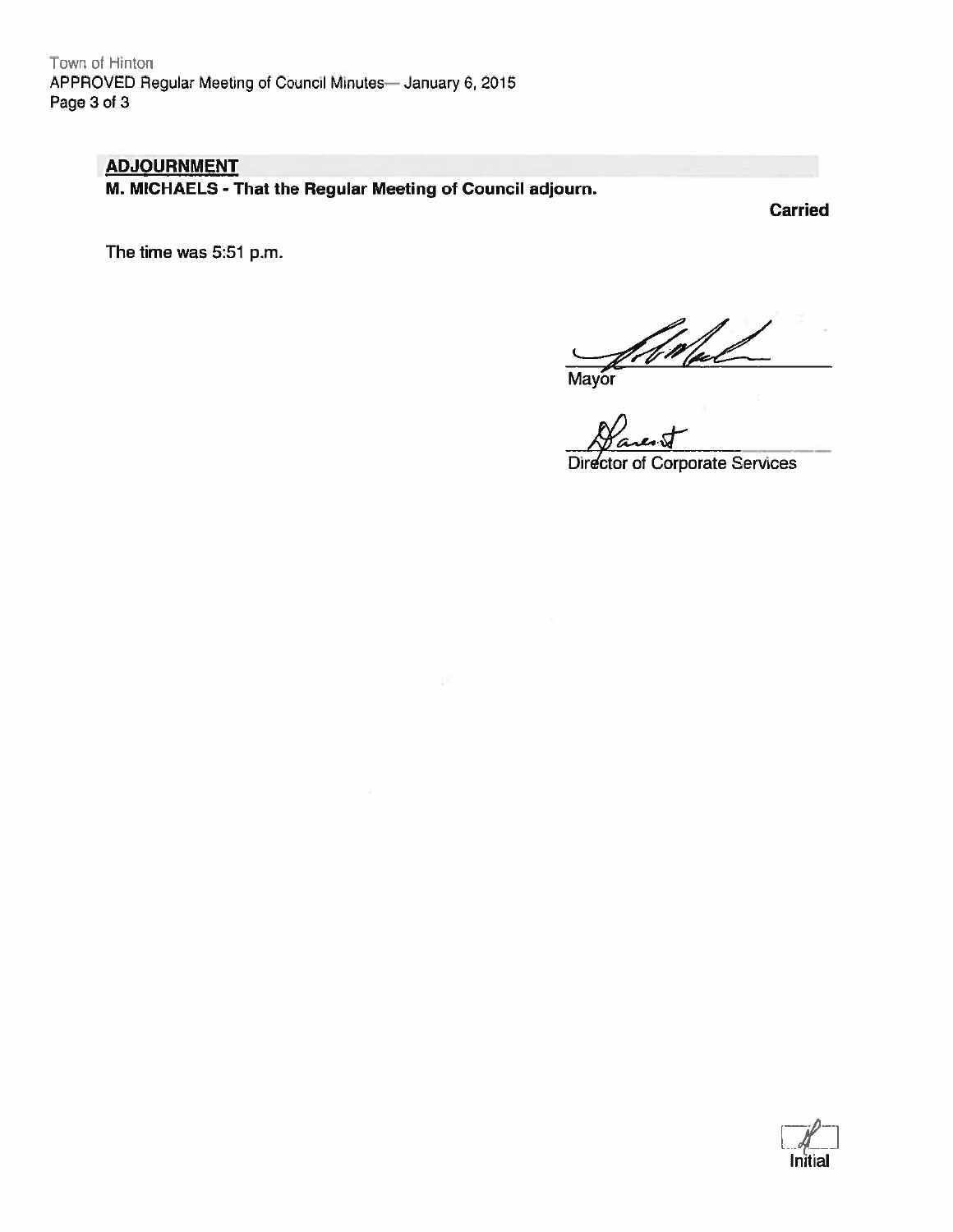## ADJOURNMENT

**M. MICHAELS - That the Regular Meeting of Council adjourn.**

**Carried**

The time was 5:51 p.m.

Mayor

Director of Corporate Services

Initial